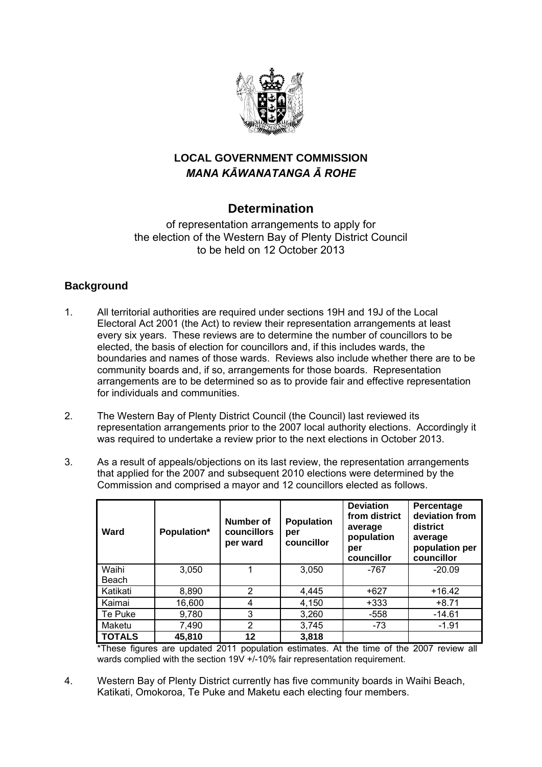**LOCAL GOVERNMENT COMMISSION**
***MANA KĀWANATANGA Ā ROHE***

# Determination

of representation arrangements to apply for the election of the Western Bay of Plenty District Council to be held on 12 October 2013

## Background

1. All territorial authorities are required under sections 19H and 19J of the Local Electoral Act 2001 (the Act) to review their representation arrangements at least every six years. These reviews are to determine the number of councillors to be elected, the basis of election for councillors and, if this includes wards, the boundaries and names of those wards. Reviews also include whether there are to be community boards and, if so, arrangements for those boards. Representation arrangements are to be determined so as to provide fair and effective representation for individuals and communities.

2. The Western Bay of Plenty District Council (the Council) last reviewed its representation arrangements prior to the 2007 local authority elections. Accordingly it was required to undertake a review prior to the next elections in October 2013.

3. As a result of appeals/objections on its last review, the representation arrangements that applied for the 2007 and subsequent 2010 elections were determined by the Commission and comprised a mayor and 12 councillors elected as follows.

| Ward | Population* | Number of councillors per ward | Population per councillor | Deviation from district average population per councillor | Percentage deviation from district average population per councillor |
|---|---|---|---|---|---|
| Waihi Beach | 3,050 | 1 | 3,050 | -767 | -20.09 |
| Katikati | 8,890 | 2 | 4,445 | +627 | +16.42 |
| Kaimai | 16,600 | 4 | 4,150 | +333 | +8.71 |
| Te Puke | 9,780 | 3 | 3,260 | -558 | -14.61 |
| Maketu | 7,490 | 2 | 3,745 | -73 | -1.91 |
| **TOTALS** | **45,810** | **12** | **3,818** | | |

*These figures are updated 2011 population estimates. At the time of the 2007 review all wards complied with the section 19V +/-10% fair representation requirement.

4. Western Bay of Plenty District currently has five community boards in Waihi Beach, Katikati, Omokoroa, Te Puke and Maketu each electing four members.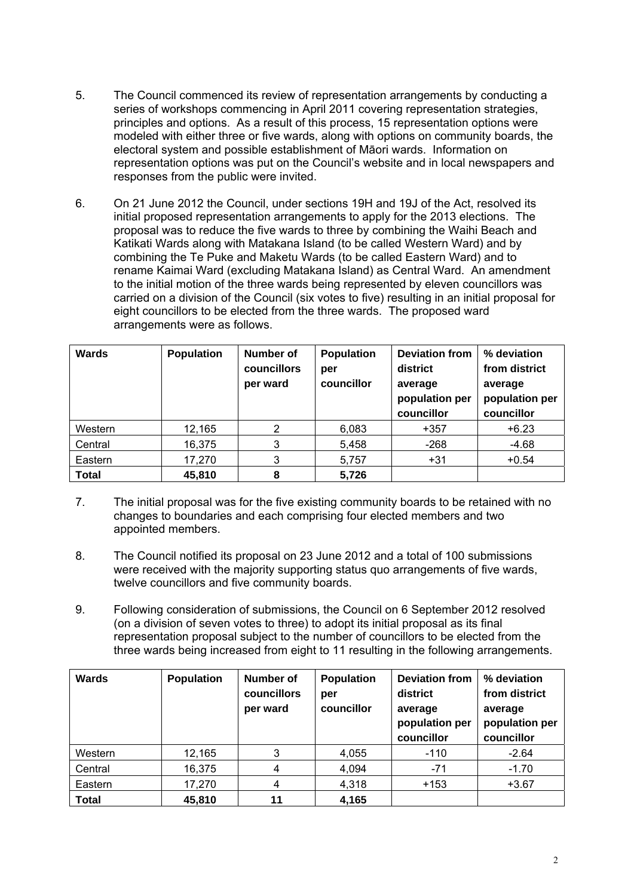5. The Council commenced its review of representation arrangements by conducting a series of workshops commencing in April 2011 covering representation strategies, principles and options. As a result of this process, 15 representation options were modeled with either three or five wards, along with options on community boards, the electoral system and possible establishment of Māori wards. Information on representation options was put on the Council's website and in local newspapers and responses from the public were invited.

6. On 21 June 2012 the Council, under sections 19H and 19J of the Act, resolved its initial proposed representation arrangements to apply for the 2013 elections. The proposal was to reduce the five wards to three by combining the Waihi Beach and Katikati Wards along with Matakana Island (to be called Western Ward) and by combining the Te Puke and Maketu Wards (to be called Eastern Ward) and to rename Kaimai Ward (excluding Matakana Island) as Central Ward. An amendment to the initial motion of the three wards being represented by eleven councillors was carried on a division of the Council (six votes to five) resulting in an initial proposal for eight councillors to be elected from the three wards. The proposed ward arrangements were as follows.

| Wards | Population | Number of councillors per ward | Population per councillor | Deviation from district average population per councillor | % deviation from district average population per councillor |
|---|---|---|---|---|---|
| Western | 12,165 | 2 | 6,083 | +357 | +6.23 |
| Central | 16,375 | 3 | 5,458 | -268 | -4.68 |
| Eastern | 17,270 | 3 | 5,757 | +31 | +0.54 |
| **Total** | **45,810** | **8** | **5,726** | | |

7. The initial proposal was for the five existing community boards to be retained with no changes to boundaries and each comprising four elected members and two appointed members.

8. The Council notified its proposal on 23 June 2012 and a total of 100 submissions were received with the majority supporting status quo arrangements of five wards, twelve councillors and five community boards.

9. Following consideration of submissions, the Council on 6 September 2012 resolved (on a division of seven votes to three) to adopt its initial proposal as its final representation proposal subject to the number of councillors to be elected from the three wards being increased from eight to 11 resulting in the following arrangements.

| Wards | Population | Number of councillors per ward | Population per councillor | Deviation from district average population per councillor | % deviation from district average population per councillor |
|---|---|---|---|---|---|
| Western | 12,165 | 3 | 4,055 | -110 | -2.64 |
| Central | 16,375 | 4 | 4,094 | -71 | -1.70 |
| Eastern | 17,270 | 4 | 4,318 | +153 | +3.67 |
| **Total** | **45,810** | **11** | **4,165** | | |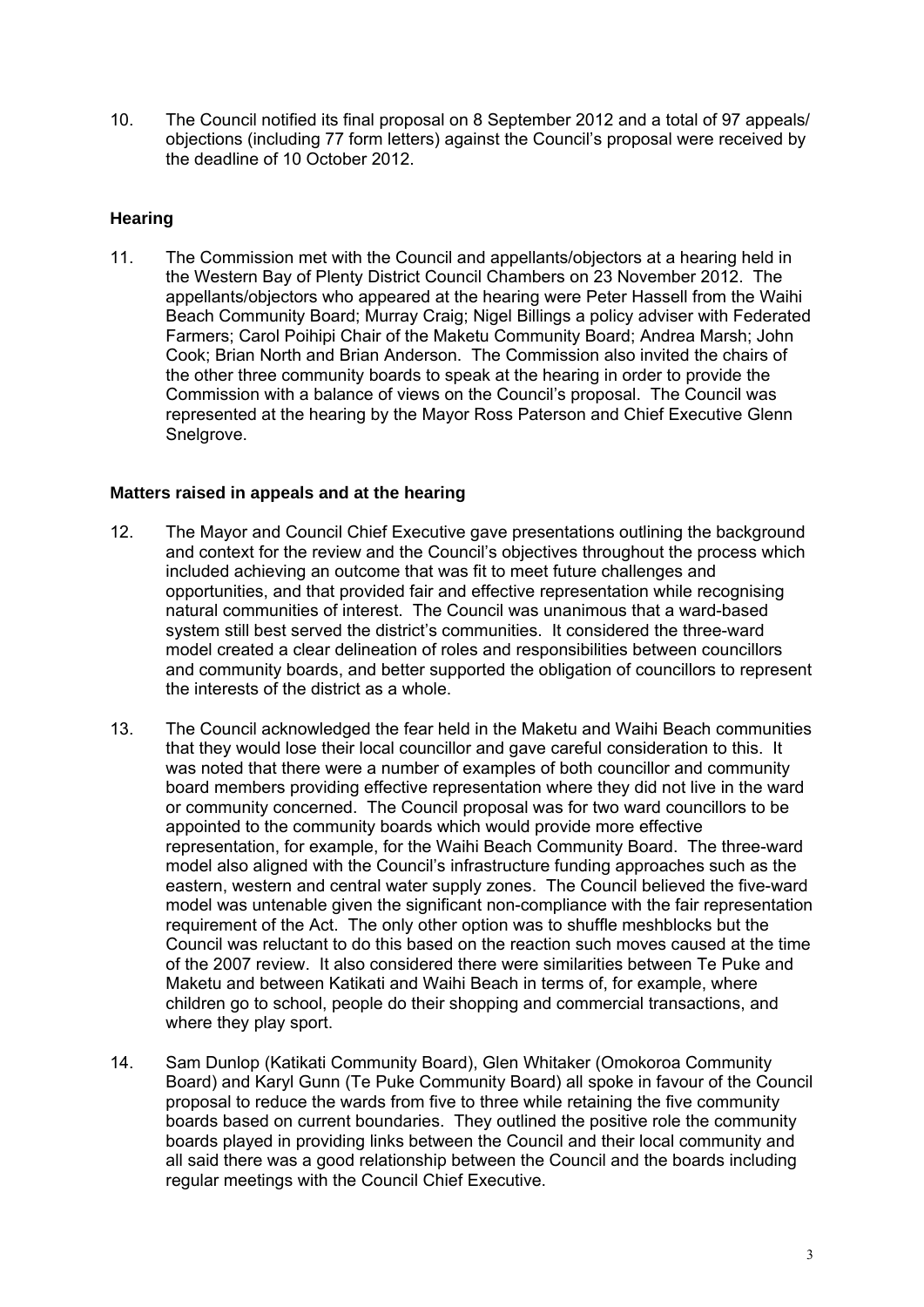10. The Council notified its final proposal on 8 September 2012 and a total of 97 appeals/ objections (including 77 form letters) against the Council's proposal were received by the deadline of 10 October 2012.

**Hearing**

11. The Commission met with the Council and appellants/objectors at a hearing held in the Western Bay of Plenty District Council Chambers on 23 November 2012. The appellants/objectors who appeared at the hearing were Peter Hassell from the Waihi Beach Community Board; Murray Craig; Nigel Billings a policy adviser with Federated Farmers; Carol Poihipi Chair of the Maketu Community Board; Andrea Marsh; John Cook; Brian North and Brian Anderson. The Commission also invited the chairs of the other three community boards to speak at the hearing in order to provide the Commission with a balance of views on the Council's proposal. The Council was represented at the hearing by the Mayor Ross Paterson and Chief Executive Glenn Snelgrove.

**Matters raised in appeals and at the hearing**

12. The Mayor and Council Chief Executive gave presentations outlining the background and context for the review and the Council's objectives throughout the process which included achieving an outcome that was fit to meet future challenges and opportunities, and that provided fair and effective representation while recognising natural communities of interest. The Council was unanimous that a ward-based system still best served the district's communities. It considered the three-ward model created a clear delineation of roles and responsibilities between councillors and community boards, and better supported the obligation of councillors to represent the interests of the district as a whole.

13. The Council acknowledged the fear held in the Maketu and Waihi Beach communities that they would lose their local councillor and gave careful consideration to this. It was noted that there were a number of examples of both councillor and community board members providing effective representation where they did not live in the ward or community concerned. The Council proposal was for two ward councillors to be appointed to the community boards which would provide more effective representation, for example, for the Waihi Beach Community Board. The three-ward model also aligned with the Council's infrastructure funding approaches such as the eastern, western and central water supply zones. The Council believed the five-ward model was untenable given the significant non-compliance with the fair representation requirement of the Act. The only other option was to shuffle meshblocks but the Council was reluctant to do this based on the reaction such moves caused at the time of the 2007 review. It also considered there were similarities between Te Puke and Maketu and between Katikati and Waihi Beach in terms of, for example, where children go to school, people do their shopping and commercial transactions, and where they play sport.

14. Sam Dunlop (Katikati Community Board), Glen Whitaker (Omokoroa Community Board) and Karyl Gunn (Te Puke Community Board) all spoke in favour of the Council proposal to reduce the wards from five to three while retaining the five community boards based on current boundaries. They outlined the positive role the community boards played in providing links between the Council and their local community and all said there was a good relationship between the Council and the boards including regular meetings with the Council Chief Executive.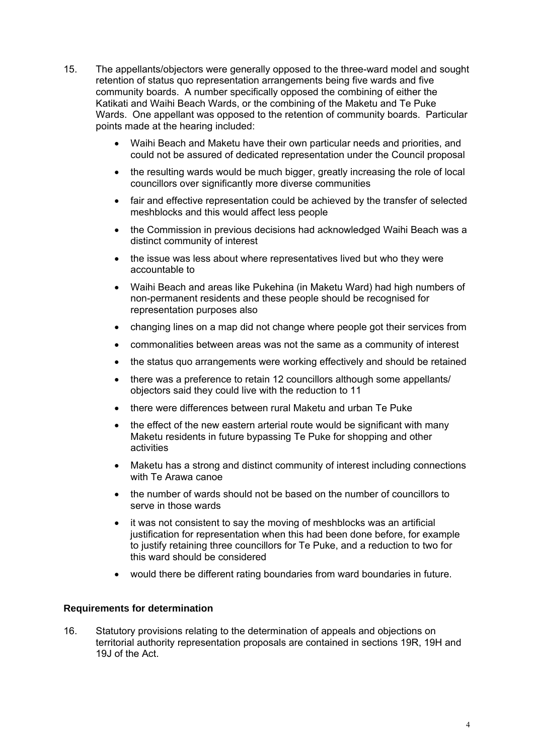15. The appellants/objectors were generally opposed to the three-ward model and sought retention of status quo representation arrangements being five wards and five community boards. A number specifically opposed the combining of either the Katikati and Waihi Beach Wards, or the combining of the Maketu and Te Puke Wards. One appellant was opposed to the retention of community boards. Particular points made at the hearing included:

    - Waihi Beach and Maketu have their own particular needs and priorities, and could not be assured of dedicated representation under the Council proposal
    - the resulting wards would be much bigger, greatly increasing the role of local councillors over significantly more diverse communities
    - fair and effective representation could be achieved by the transfer of selected meshblocks and this would affect less people
    - the Commission in previous decisions had acknowledged Waihi Beach was a distinct community of interest
    - the issue was less about where representatives lived but who they were accountable to
    - Waihi Beach and areas like Pukehina (in Maketu Ward) had high numbers of non-permanent residents and these people should be recognised for representation purposes also
    - changing lines on a map did not change where people got their services from
    - commonalities between areas was not the same as a community of interest
    - the status quo arrangements were working effectively and should be retained
    - there was a preference to retain 12 councillors although some appellants/ objectors said they could live with the reduction to 11
    - there were differences between rural Maketu and urban Te Puke
    - the effect of the new eastern arterial route would be significant with many Maketu residents in future bypassing Te Puke for shopping and other activities
    - Maketu has a strong and distinct community of interest including connections with Te Arawa canoe
    - the number of wards should not be based on the number of councillors to serve in those wards
    - it was not consistent to say the moving of meshblocks was an artificial justification for representation when this had been done before, for example to justify retaining three councillors for Te Puke, and a reduction to two for this ward should be considered
    - would there be different rating boundaries from ward boundaries in future.

### Requirements for determination

16. Statutory provisions relating to the determination of appeals and objections on territorial authority representation proposals are contained in sections 19R, 19H and 19J of the Act.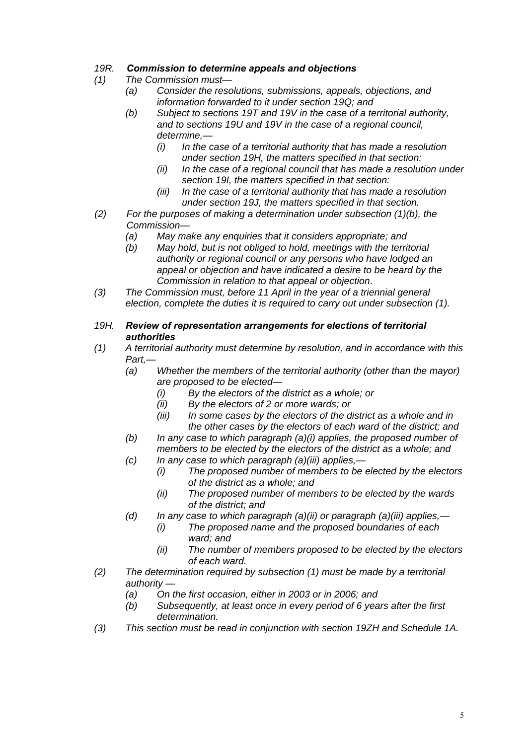*19R.* ***Commission to determine appeals and objections***

*(1) The Commission must—*

- *(a) Consider the resolutions, submissions, appeals, objections, and information forwarded to it under section 19Q; and*
- *(b) Subject to sections 19T and 19V in the case of a territorial authority, and to sections 19U and 19V in the case of a regional council, determine,—*
  - *(i) In the case of a territorial authority that has made a resolution under section 19H, the matters specified in that section:*
  - *(ii) In the case of a regional council that has made a resolution under section 19I, the matters specified in that section:*
  - *(iii) In the case of a territorial authority that has made a resolution under section 19J, the matters specified in that section.*

*(2) For the purposes of making a determination under subsection (1)(b), the Commission—*

- *(a) May make any enquiries that it considers appropriate; and*
- *(b) May hold, but is not obliged to hold, meetings with the territorial authority or regional council or any persons who have lodged an appeal or objection and have indicated a desire to be heard by the Commission in relation to that appeal or objection*.

*(3) The Commission must, before 11 April in the year of a triennial general election, complete the duties it is required to carry out under subsection (1).*

*19H.* ***Review of representation arrangements for elections of territorial authorities***

*(1) A territorial authority must determine by resolution, and in accordance with this Part,—*

- *(a) Whether the members of the territorial authority (other than the mayor) are proposed to be elected—*
  - *(i) By the electors of the district as a whole; or*
  - *(ii) By the electors of 2 or more wards; or*
  - *(iii) In some cases by the electors of the district as a whole and in the other cases by the electors of each ward of the district; and*
- *(b) In any case to which paragraph (a)(i) applies, the proposed number of members to be elected by the electors of the district as a whole; and*
- *(c) In any case to which paragraph (a)(iii) applies,—*
  - *(i) The proposed number of members to be elected by the electors of the district as a whole; and*
  - *(ii) The proposed number of members to be elected by the wards of the district; and*
- *(d) In any case to which paragraph (a)(ii) or paragraph (a)(iii) applies,—*
  - *(i) The proposed name and the proposed boundaries of each ward; and*
  - *(ii) The number of members proposed to be elected by the electors of each ward.*

*(2) The determination required by subsection (1) must be made by a territorial authority —*

- *(a) On the first occasion, either in 2003 or in 2006; and*
- *(b) Subsequently, at least once in every period of 6 years after the first determination.*

*(3) This section must be read in conjunction with section 19ZH and Schedule 1A.*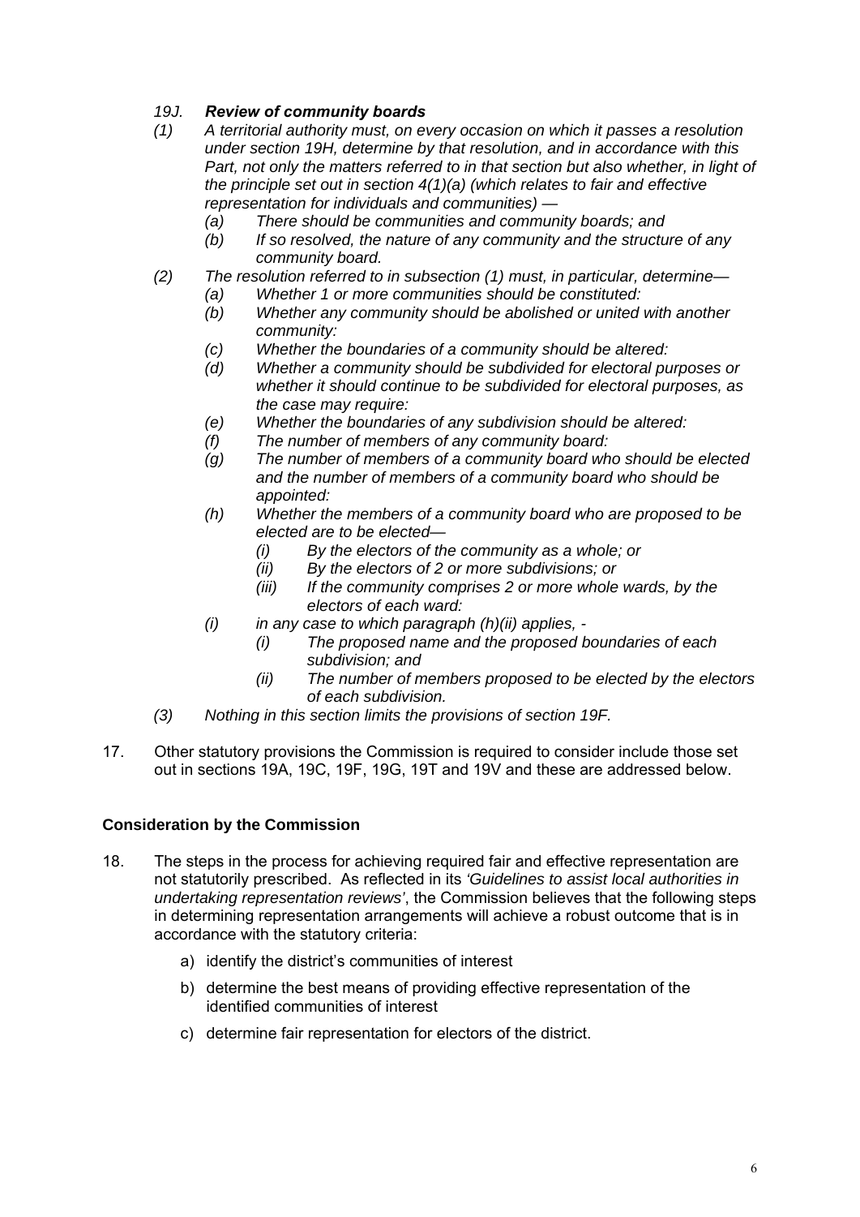*19J.* ***Review of community boards***

*(1) A territorial authority must, on every occasion on which it passes a resolution under section 19H, determine by that resolution, and in accordance with this Part, not only the matters referred to in that section but also whether, in light of the principle set out in section 4(1)(a) (which relates to fair and effective representation for individuals and communities) —*

- *(a) There should be communities and community boards; and*
- *(b) If so resolved, the nature of any community and the structure of any community board.*

*(2) The resolution referred to in subsection (1) must, in particular, determine—*

- *(a) Whether 1 or more communities should be constituted:*
- *(b) Whether any community should be abolished or united with another community:*
- *(c) Whether the boundaries of a community should be altered:*
- *(d) Whether a community should be subdivided for electoral purposes or whether it should continue to be subdivided for electoral purposes, as the case may require:*
- *(e) Whether the boundaries of any subdivision should be altered:*
- *(f) The number of members of any community board:*
- *(g) The number of members of a community board who should be elected and the number of members of a community board who should be appointed:*
- *(h) Whether the members of a community board who are proposed to be elected are to be elected—*
  - *(i) By the electors of the community as a whole; or*
  - *(ii) By the electors of 2 or more subdivisions; or*
  - *(iii) If the community comprises 2 or more whole wards, by the electors of each ward:*
- *(i) in any case to which paragraph (h)(ii) applies, -*
  - *(i) The proposed name and the proposed boundaries of each subdivision; and*
  - *(ii) The number of members proposed to be elected by the electors of each subdivision.*

*(3) Nothing in this section limits the provisions of section 19F.*

17. Other statutory provisions the Commission is required to consider include those set out in sections 19A, 19C, 19F, 19G, 19T and 19V and these are addressed below.

**Consideration by the Commission**

18. The steps in the process for achieving required fair and effective representation are not statutorily prescribed. As reflected in its *'Guidelines to assist local authorities in undertaking representation reviews'*, the Commission believes that the following steps in determining representation arrangements will achieve a robust outcome that is in accordance with the statutory criteria:

    a) identify the district's communities of interest

    b) determine the best means of providing effective representation of the identified communities of interest

    c) determine fair representation for electors of the district.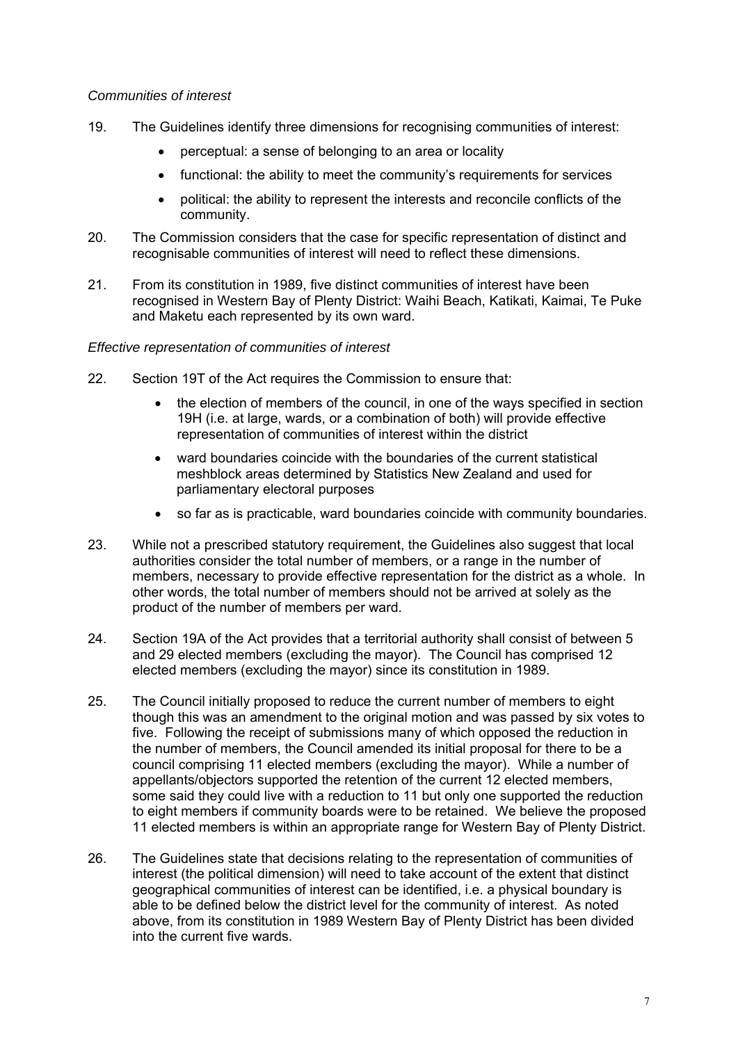*Communities of interest*

19. The Guidelines identify three dimensions for recognising communities of interest:

    - perceptual: a sense of belonging to an area or locality
    - functional: the ability to meet the community's requirements for services
    - political: the ability to represent the interests and reconcile conflicts of the community.

20. The Commission considers that the case for specific representation of distinct and recognisable communities of interest will need to reflect these dimensions.

21. From its constitution in 1989, five distinct communities of interest have been recognised in Western Bay of Plenty District: Waihi Beach, Katikati, Kaimai, Te Puke and Maketu each represented by its own ward.

*Effective representation of communities of interest*

22. Section 19T of the Act requires the Commission to ensure that:

    - the election of members of the council, in one of the ways specified in section 19H (i.e. at large, wards, or a combination of both) will provide effective representation of communities of interest within the district
    - ward boundaries coincide with the boundaries of the current statistical meshblock areas determined by Statistics New Zealand and used for parliamentary electoral purposes
    - so far as is practicable, ward boundaries coincide with community boundaries.

23. While not a prescribed statutory requirement, the Guidelines also suggest that local authorities consider the total number of members, or a range in the number of members, necessary to provide effective representation for the district as a whole. In other words, the total number of members should not be arrived at solely as the product of the number of members per ward.

24. Section 19A of the Act provides that a territorial authority shall consist of between 5 and 29 elected members (excluding the mayor). The Council has comprised 12 elected members (excluding the mayor) since its constitution in 1989.

25. The Council initially proposed to reduce the current number of members to eight though this was an amendment to the original motion and was passed by six votes to five. Following the receipt of submissions many of which opposed the reduction in the number of members, the Council amended its initial proposal for there to be a council comprising 11 elected members (excluding the mayor). While a number of appellants/objectors supported the retention of the current 12 elected members, some said they could live with a reduction to 11 but only one supported the reduction to eight members if community boards were to be retained. We believe the proposed 11 elected members is within an appropriate range for Western Bay of Plenty District.

26. The Guidelines state that decisions relating to the representation of communities of interest (the political dimension) will need to take account of the extent that distinct geographical communities of interest can be identified, i.e. a physical boundary is able to be defined below the district level for the community of interest. As noted above, from its constitution in 1989 Western Bay of Plenty District has been divided into the current five wards.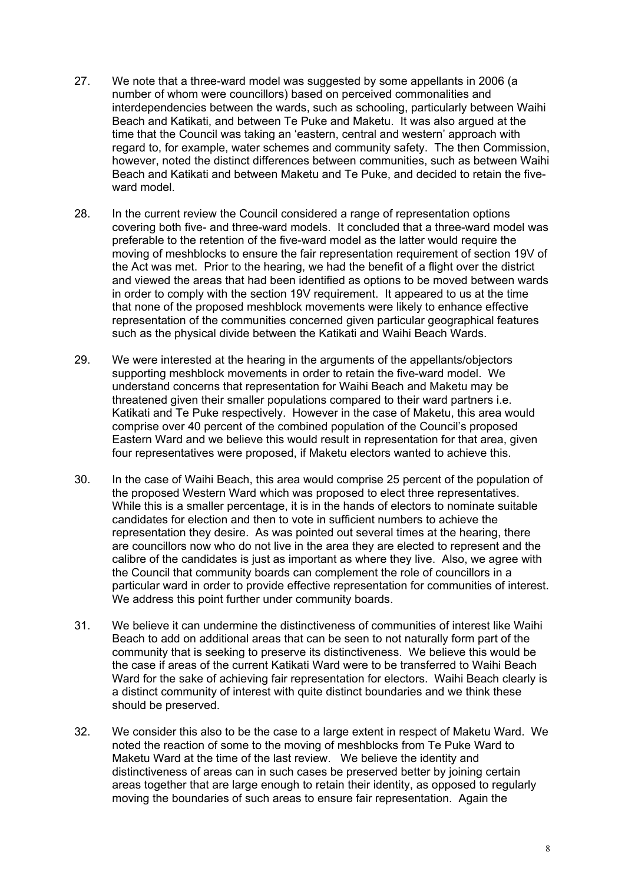27. We note that a three-ward model was suggested by some appellants in 2006 (a number of whom were councillors) based on perceived commonalities and interdependencies between the wards, such as schooling, particularly between Waihi Beach and Katikati, and between Te Puke and Maketu. It was also argued at the time that the Council was taking an 'eastern, central and western' approach with regard to, for example, water schemes and community safety. The then Commission, however, noted the distinct differences between communities, such as between Waihi Beach and Katikati and between Maketu and Te Puke, and decided to retain the five-ward model.

28. In the current review the Council considered a range of representation options covering both five- and three-ward models. It concluded that a three-ward model was preferable to the retention of the five-ward model as the latter would require the moving of meshblocks to ensure the fair representation requirement of section 19V of the Act was met. Prior to the hearing, we had the benefit of a flight over the district and viewed the areas that had been identified as options to be moved between wards in order to comply with the section 19V requirement. It appeared to us at the time that none of the proposed meshblock movements were likely to enhance effective representation of the communities concerned given particular geographical features such as the physical divide between the Katikati and Waihi Beach Wards.

29. We were interested at the hearing in the arguments of the appellants/objectors supporting meshblock movements in order to retain the five-ward model. We understand concerns that representation for Waihi Beach and Maketu may be threatened given their smaller populations compared to their ward partners i.e. Katikati and Te Puke respectively. However in the case of Maketu, this area would comprise over 40 percent of the combined population of the Council's proposed Eastern Ward and we believe this would result in representation for that area, given four representatives were proposed, if Maketu electors wanted to achieve this.

30. In the case of Waihi Beach, this area would comprise 25 percent of the population of the proposed Western Ward which was proposed to elect three representatives. While this is a smaller percentage, it is in the hands of electors to nominate suitable candidates for election and then to vote in sufficient numbers to achieve the representation they desire. As was pointed out several times at the hearing, there are councillors now who do not live in the area they are elected to represent and the calibre of the candidates is just as important as where they live. Also, we agree with the Council that community boards can complement the role of councillors in a particular ward in order to provide effective representation for communities of interest. We address this point further under community boards.

31. We believe it can undermine the distinctiveness of communities of interest like Waihi Beach to add on additional areas that can be seen to not naturally form part of the community that is seeking to preserve its distinctiveness. We believe this would be the case if areas of the current Katikati Ward were to be transferred to Waihi Beach Ward for the sake of achieving fair representation for electors. Waihi Beach clearly is a distinct community of interest with quite distinct boundaries and we think these should be preserved.

32. We consider this also to be the case to a large extent in respect of Maketu Ward. We noted the reaction of some to the moving of meshblocks from Te Puke Ward to Maketu Ward at the time of the last review. We believe the identity and distinctiveness of areas can in such cases be preserved better by joining certain areas together that are large enough to retain their identity, as opposed to regularly moving the boundaries of such areas to ensure fair representation. Again the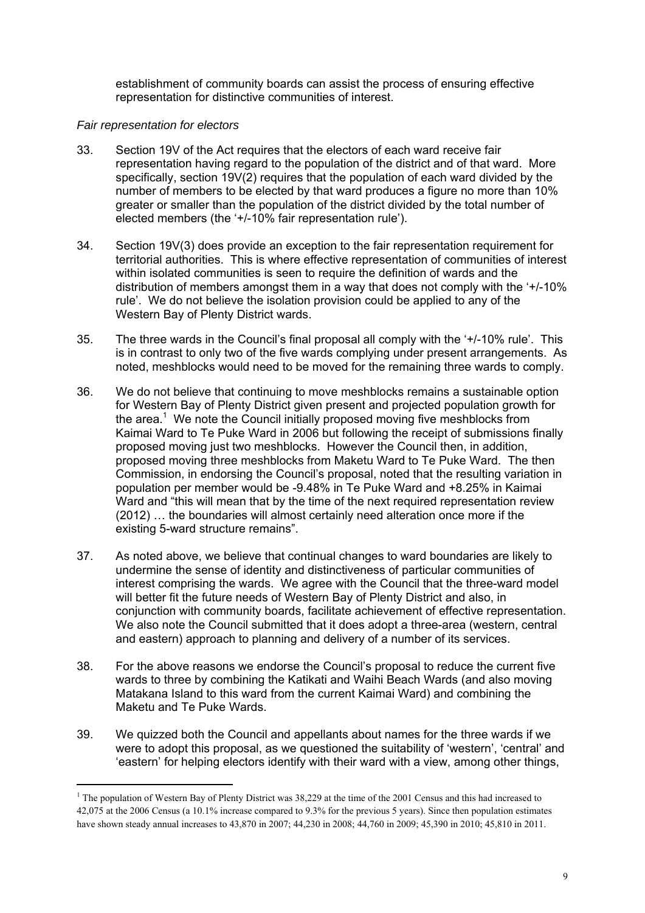establishment of community boards can assist the process of ensuring effective representation for distinctive communities of interest.

*Fair representation for electors*

33. Section 19V of the Act requires that the electors of each ward receive fair representation having regard to the population of the district and of that ward. More specifically, section 19V(2) requires that the population of each ward divided by the number of members to be elected by that ward produces a figure no more than 10% greater or smaller than the population of the district divided by the total number of elected members (the '+/-10% fair representation rule').

34. Section 19V(3) does provide an exception to the fair representation requirement for territorial authorities. This is where effective representation of communities of interest within isolated communities is seen to require the definition of wards and the distribution of members amongst them in a way that does not comply with the '+/-10% rule'. We do not believe the isolation provision could be applied to any of the Western Bay of Plenty District wards.

35. The three wards in the Council's final proposal all comply with the '+/-10% rule'. This is in contrast to only two of the five wards complying under present arrangements. As noted, meshblocks would need to be moved for the remaining three wards to comply.

36. We do not believe that continuing to move meshblocks remains a sustainable option for Western Bay of Plenty District given present and projected population growth for the area.[1] We note the Council initially proposed moving five meshblocks from Kaimai Ward to Te Puke Ward in 2006 but following the receipt of submissions finally proposed moving just two meshblocks. However the Council then, in addition, proposed moving three meshblocks from Maketu Ward to Te Puke Ward. The then Commission, in endorsing the Council's proposal, noted that the resulting variation in population per member would be -9.48% in Te Puke Ward and +8.25% in Kaimai Ward and "this will mean that by the time of the next required representation review (2012) … the boundaries will almost certainly need alteration once more if the existing 5-ward structure remains".

37. As noted above, we believe that continual changes to ward boundaries are likely to undermine the sense of identity and distinctiveness of particular communities of interest comprising the wards. We agree with the Council that the three-ward model will better fit the future needs of Western Bay of Plenty District and also, in conjunction with community boards, facilitate achievement of effective representation. We also note the Council submitted that it does adopt a three-area (western, central and eastern) approach to planning and delivery of a number of its services.

38. For the above reasons we endorse the Council's proposal to reduce the current five wards to three by combining the Katikati and Waihi Beach Wards (and also moving Matakana Island to this ward from the current Kaimai Ward) and combining the Maketu and Te Puke Wards.

39. We quizzed both the Council and appellants about names for the three wards if we were to adopt this proposal, as we questioned the suitability of 'western', 'central' and 'eastern' for helping electors identify with their ward with a view, among other things,

---

[1] The population of Western Bay of Plenty District was 38,229 at the time of the 2001 Census and this had increased to 42,075 at the 2006 Census (a 10.1% increase compared to 9.3% for the previous 5 years). Since then population estimates have shown steady annual increases to 43,870 in 2007; 44,230 in 2008; 44,760 in 2009; 45,390 in 2010; 45,810 in 2011.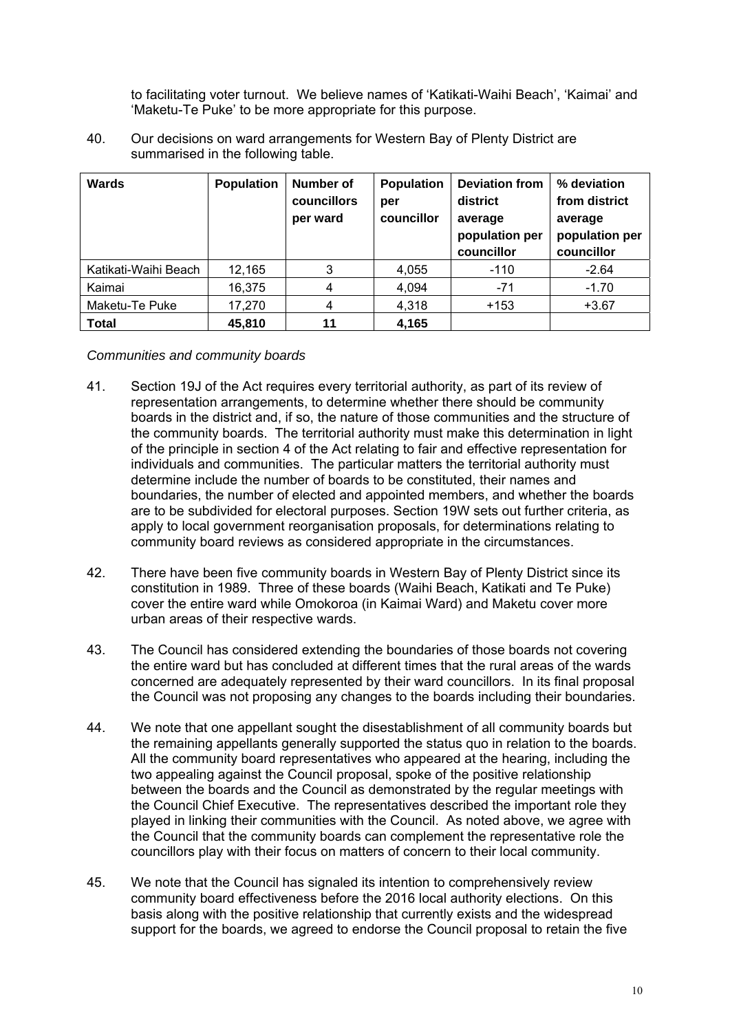to facilitating voter turnout. We believe names of 'Katikati-Waihi Beach', 'Kaimai' and 'Maketu-Te Puke' to be more appropriate for this purpose.

40. Our decisions on ward arrangements for Western Bay of Plenty District are summarised in the following table.

| Wards | Population | Number of councillors per ward | Population per councillor | Deviation from district average population per councillor | % deviation from district average population per councillor |
|---|---|---|---|---|---|
| Katikati-Waihi Beach | 12,165 | 3 | 4,055 | -110 | -2.64 |
| Kaimai | 16,375 | 4 | 4,094 | -71 | -1.70 |
| Maketu-Te Puke | 17,270 | 4 | 4,318 | +153 | +3.67 |
| **Total** | **45,810** | **11** | **4,165** | | |

*Communities and community boards*

41. Section 19J of the Act requires every territorial authority, as part of its review of representation arrangements, to determine whether there should be community boards in the district and, if so, the nature of those communities and the structure of the community boards. The territorial authority must make this determination in light of the principle in section 4 of the Act relating to fair and effective representation for individuals and communities. The particular matters the territorial authority must determine include the number of boards to be constituted, their names and boundaries, the number of elected and appointed members, and whether the boards are to be subdivided for electoral purposes. Section 19W sets out further criteria, as apply to local government reorganisation proposals, for determinations relating to community board reviews as considered appropriate in the circumstances.

42. There have been five community boards in Western Bay of Plenty District since its constitution in 1989. Three of these boards (Waihi Beach, Katikati and Te Puke) cover the entire ward while Omokoroa (in Kaimai Ward) and Maketu cover more urban areas of their respective wards.

43. The Council has considered extending the boundaries of those boards not covering the entire ward but has concluded at different times that the rural areas of the wards concerned are adequately represented by their ward councillors. In its final proposal the Council was not proposing any changes to the boards including their boundaries.

44. We note that one appellant sought the disestablishment of all community boards but the remaining appellants generally supported the status quo in relation to the boards. All the community board representatives who appeared at the hearing, including the two appealing against the Council proposal, spoke of the positive relationship between the boards and the Council as demonstrated by the regular meetings with the Council Chief Executive. The representatives described the important role they played in linking their communities with the Council. As noted above, we agree with the Council that the community boards can complement the representative role the councillors play with their focus on matters of concern to their local community.

45. We note that the Council has signaled its intention to comprehensively review community board effectiveness before the 2016 local authority elections. On this basis along with the positive relationship that currently exists and the widespread support for the boards, we agreed to endorse the Council proposal to retain the five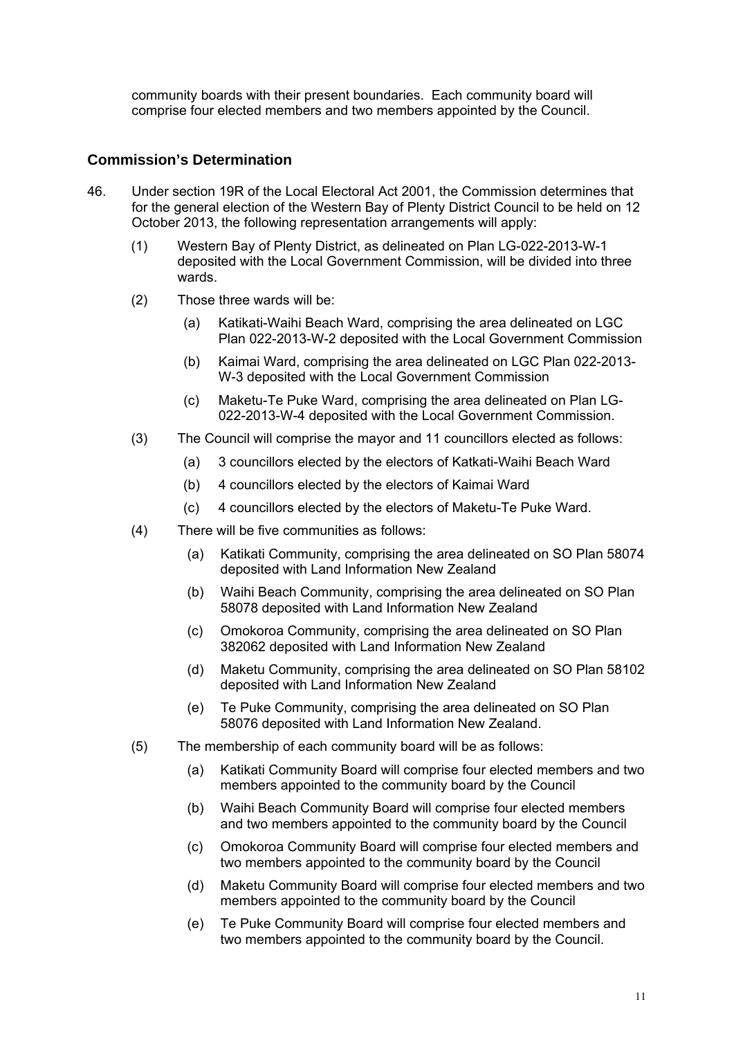community boards with their present boundaries. Each community board will comprise four elected members and two members appointed by the Council.

## Commission's Determination

46. Under section 19R of the Local Electoral Act 2001, the Commission determines that for the general election of the Western Bay of Plenty District Council to be held on 12 October 2013, the following representation arrangements will apply:

    (1) Western Bay of Plenty District, as delineated on Plan LG-022-2013-W-1 deposited with the Local Government Commission, will be divided into three wards.

    (2) Those three wards will be:

    (a) Katikati-Waihi Beach Ward, comprising the area delineated on LGC Plan 022-2013-W-2 deposited with the Local Government Commission

    (b) Kaimai Ward, comprising the area delineated on LGC Plan 022-2013-W-3 deposited with the Local Government Commission

    (c) Maketu-Te Puke Ward, comprising the area delineated on Plan LG-022-2013-W-4 deposited with the Local Government Commission.

    (3) The Council will comprise the mayor and 11 councillors elected as follows:

    (a) 3 councillors elected by the electors of Katkati-Waihi Beach Ward

    (b) 4 councillors elected by the electors of Kaimai Ward

    (c) 4 councillors elected by the electors of Maketu-Te Puke Ward.

    (4) There will be five communities as follows:

    (a) Katikati Community, comprising the area delineated on SO Plan 58074 deposited with Land Information New Zealand

    (b) Waihi Beach Community, comprising the area delineated on SO Plan 58078 deposited with Land Information New Zealand

    (c) Omokoroa Community, comprising the area delineated on SO Plan 382062 deposited with Land Information New Zealand

    (d) Maketu Community, comprising the area delineated on SO Plan 58102 deposited with Land Information New Zealand

    (e) Te Puke Community, comprising the area delineated on SO Plan 58076 deposited with Land Information New Zealand.

    (5) The membership of each community board will be as follows:

    (a) Katikati Community Board will comprise four elected members and two members appointed to the community board by the Council

    (b) Waihi Beach Community Board will comprise four elected members and two members appointed to the community board by the Council

    (c) Omokoroa Community Board will comprise four elected members and two members appointed to the community board by the Council

    (d) Maketu Community Board will comprise four elected members and two members appointed to the community board by the Council

    (e) Te Puke Community Board will comprise four elected members and two members appointed to the community board by the Council.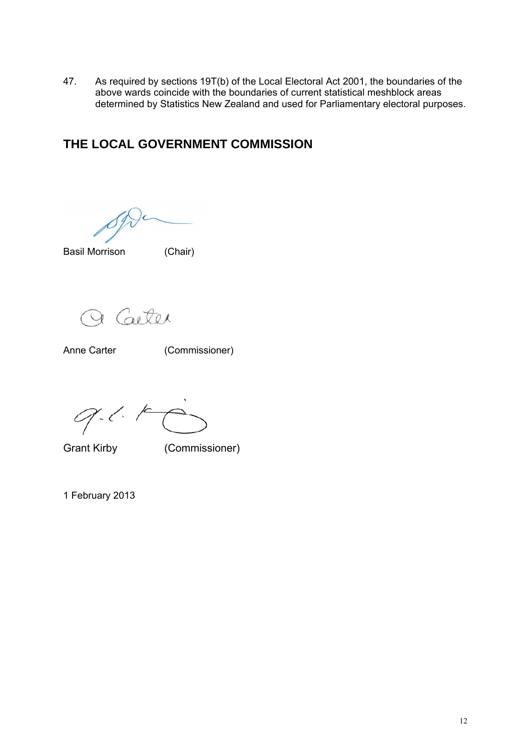47. As required by sections 19T(b) of the Local Electoral Act 2001, the boundaries of the above wards coincide with the boundaries of current statistical meshblock areas determined by Statistics New Zealand and used for Parliamentary electoral purposes.

## THE LOCAL GOVERNMENT COMMISSION

Basil Morrison (Chair)

Anne Carter (Commissioner)

Grant Kirby (Commissioner)

1 February 2013